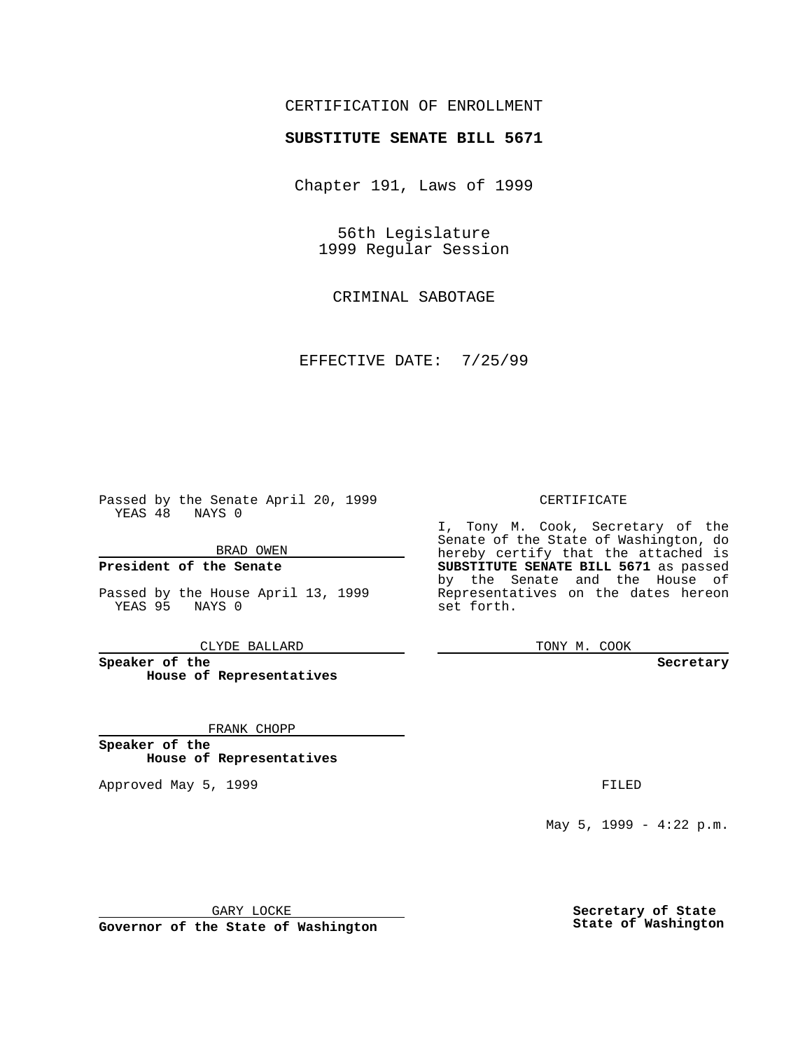CERTIFICATION OF ENROLLMENT

**SUBSTITUTE SENATE BILL 5671**

Chapter 191, Laws of 1999

56th Legislature
1999 Regular Session

CRIMINAL SABOTAGE

EFFECTIVE DATE: 7/25/99

Passed by the Senate April 20, 1999
YEAS 48 NAYS 0

BRAD OWEN

**President of the Senate**

Passed by the House April 13, 1999
YEAS 95 NAYS 0

CLYDE BALLARD

**Speaker of the House of Representatives**

FRANK CHOPP

**Speaker of the House of Representatives**

Approved May 5, 1999

GARY LOCKE

**Governor of the State of Washington**

CERTIFICATE

I, Tony M. Cook, Secretary of the Senate of the State of Washington, do hereby certify that the attached is **SUBSTITUTE SENATE BILL 5671** as passed by the Senate and the House of Representatives on the dates hereon set forth.

TONY M. COOK

**Secretary**

FILED

May 5, 1999 - 4:22 p.m.

**Secretary of State State of Washington**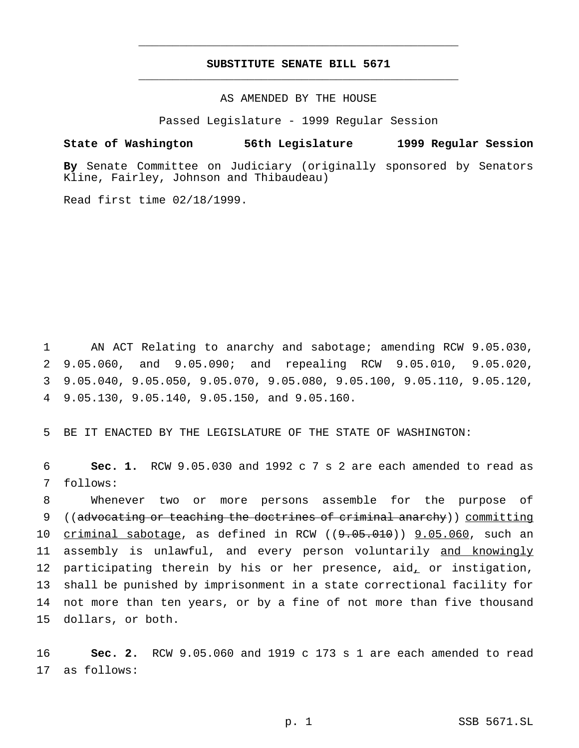# SUBSTITUTE SENATE BILL 5671

AS AMENDED BY THE HOUSE

Passed Legislature - 1999 Regular Session

**State of Washington 56th Legislature 1999 Regular Session**

**By** Senate Committee on Judiciary (originally sponsored by Senators Kline, Fairley, Johnson and Thibaudeau)

Read first time 02/18/1999.

1 AN ACT Relating to anarchy and sabotage; amending RCW 9.05.030, 2 9.05.060, and 9.05.090; and repealing RCW 9.05.010, 9.05.020, 3 9.05.040, 9.05.050, 9.05.070, 9.05.080, 9.05.100, 9.05.110, 9.05.120, 4 9.05.130, 9.05.140, 9.05.150, and 9.05.160.

5 BE IT ENACTED BY THE LEGISLATURE OF THE STATE OF WASHINGTON:

6 **Sec. 1.** RCW 9.05.030 and 1992 c 7 s 2 are each amended to read as 7 follows:

8 Whenever two or more persons assemble for the purpose of 9 ((~~advocating or teaching the doctrines of criminal anarchy~~)) <u>committing</u> 10 <u>criminal sabotage</u>, as defined in RCW ((~~9.05.010~~)) <u>9.05.060</u>, such an 11 assembly is unlawful, and every person voluntarily <u>and knowingly</u> 12 participating therein by his or her presence, aid<u>,</u> or instigation, 13 shall be punished by imprisonment in a state correctional facility for 14 not more than ten years, or by a fine of not more than five thousand 15 dollars, or both.

16 **Sec. 2.** RCW 9.05.060 and 1919 c 173 s 1 are each amended to read 17 as follows: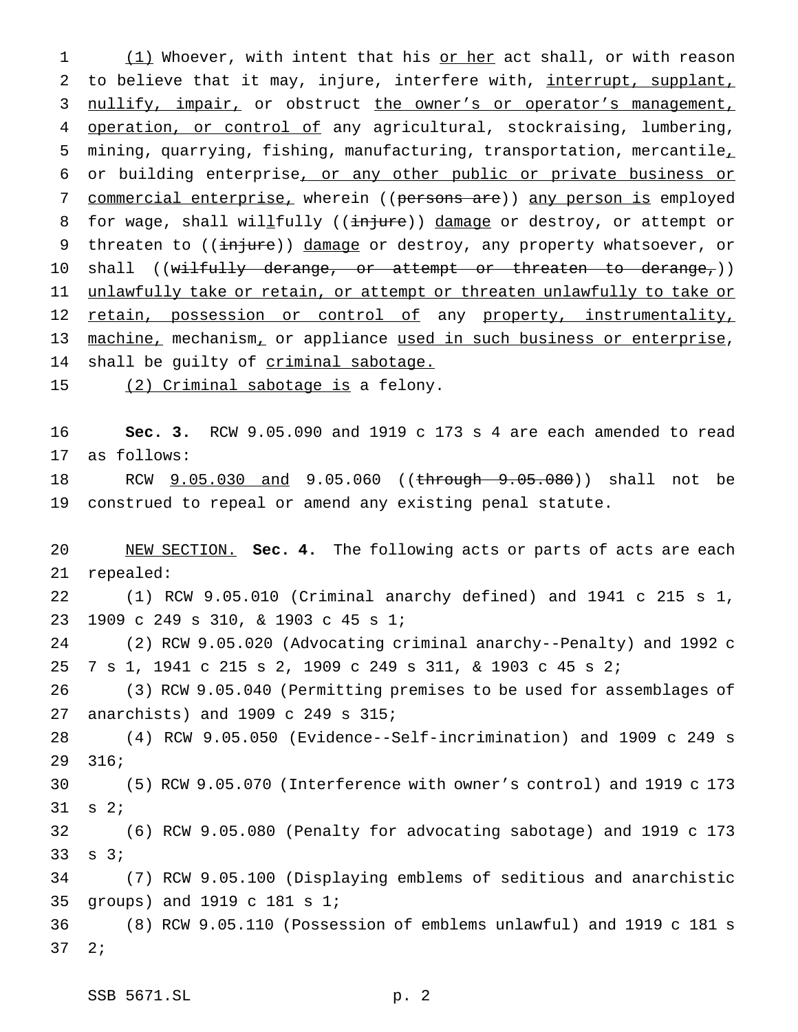(1) Whoever, with intent that his or her act shall, or with reason to believe that it may, injure, interfere with, interrupt, supplant, nullify, impair, or obstruct the owner's or operator's management, operation, or control of any agricultural, stockraising, lumbering, mining, quarrying, fishing, manufacturing, transportation, mercantile, or building enterprise, or any other public or private business or commercial enterprise, wherein ((~~persons are~~)) any person is employed for wage, shall willfully ((~~injure~~)) damage or destroy, or attempt or threaten to ((~~injure~~)) damage or destroy, any property whatsoever, or shall ((~~wilfully derange, or attempt or threaten to derange,~~)) unlawfully take or retain, or attempt or threaten unlawfully to take or retain, possession or control of any property, instrumentality, machine, mechanism, or appliance used in such business or enterprise, shall be guilty of criminal sabotage.

(2) Criminal sabotage is a felony.

**Sec. 3.** RCW 9.05.090 and 1919 c 173 s 4 are each amended to read as follows:

RCW 9.05.030 and 9.05.060 ((~~through 9.05.080~~)) shall not be construed to repeal or amend any existing penal statute.

NEW SECTION. **Sec. 4.** The following acts or parts of acts are each repealed:

(1) RCW 9.05.010 (Criminal anarchy defined) and 1941 c 215 s 1, 1909 c 249 s 310, & 1903 c 45 s 1;

(2) RCW 9.05.020 (Advocating criminal anarchy--Penalty) and 1992 c 7 s 1, 1941 c 215 s 2, 1909 c 249 s 311, & 1903 c 45 s 2;

(3) RCW 9.05.040 (Permitting premises to be used for assemblages of anarchists) and 1909 c 249 s 315;

(4) RCW 9.05.050 (Evidence--Self-incrimination) and 1909 c 249 s 316;

(5) RCW 9.05.070 (Interference with owner's control) and 1919 c 173 s 2;

(6) RCW 9.05.080 (Penalty for advocating sabotage) and 1919 c 173 s 3;

(7) RCW 9.05.100 (Displaying emblems of seditious and anarchistic groups) and 1919 c 181 s 1;

(8) RCW 9.05.110 (Possession of emblems unlawful) and 1919 c 181 s 2;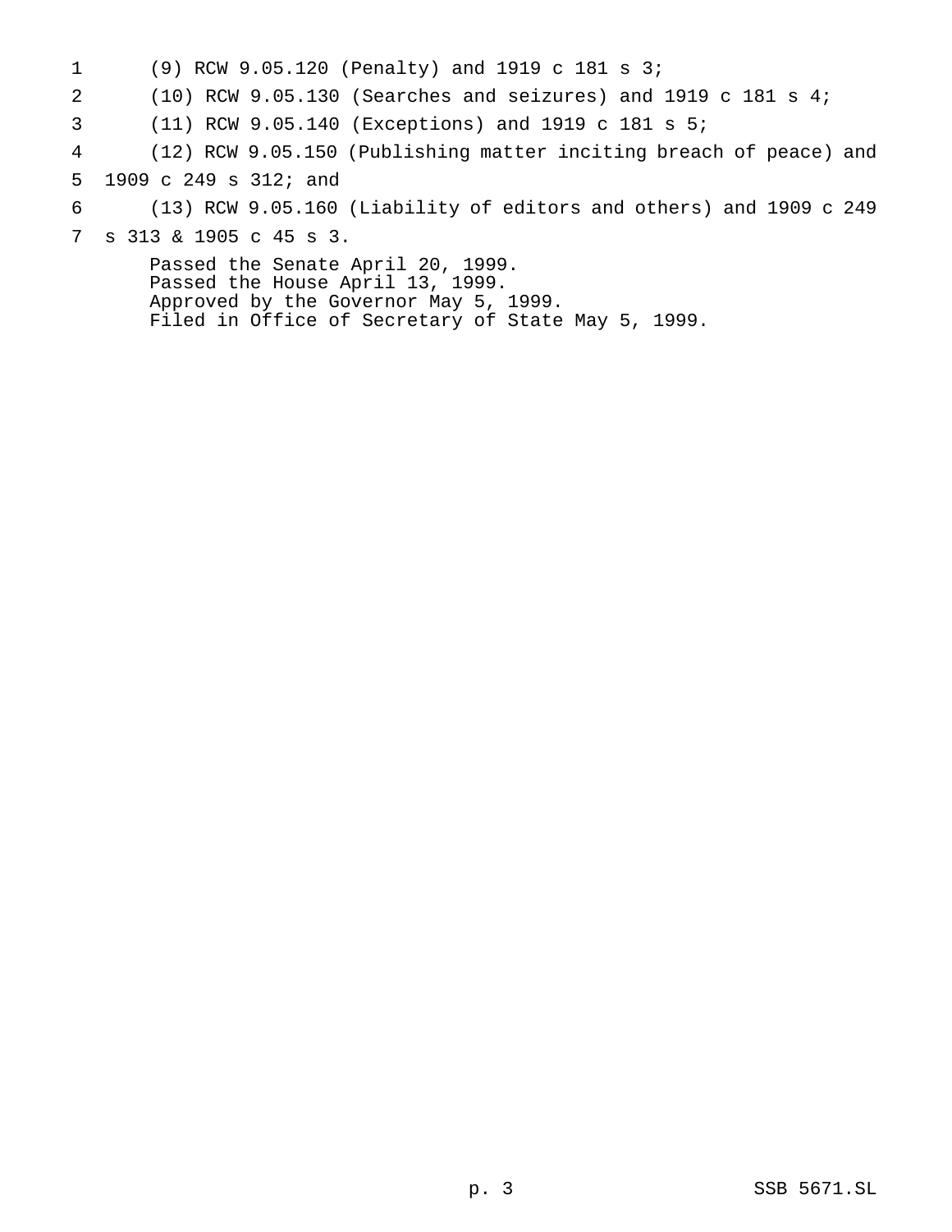(9) RCW 9.05.120 (Penalty) and 1919 c 181 s 3;

(10) RCW 9.05.130 (Searches and seizures) and 1919 c 181 s 4;

(11) RCW 9.05.140 (Exceptions) and 1919 c 181 s 5;

(12) RCW 9.05.150 (Publishing matter inciting breach of peace) and 1909 c 249 s 312; and

(13) RCW 9.05.160 (Liability of editors and others) and 1909 c 249 s 313 & 1905 c 45 s 3.

Passed the Senate April 20, 1999.
Passed the House April 13, 1999.
Approved by the Governor May 5, 1999.
Filed in Office of Secretary of State May 5, 1999.